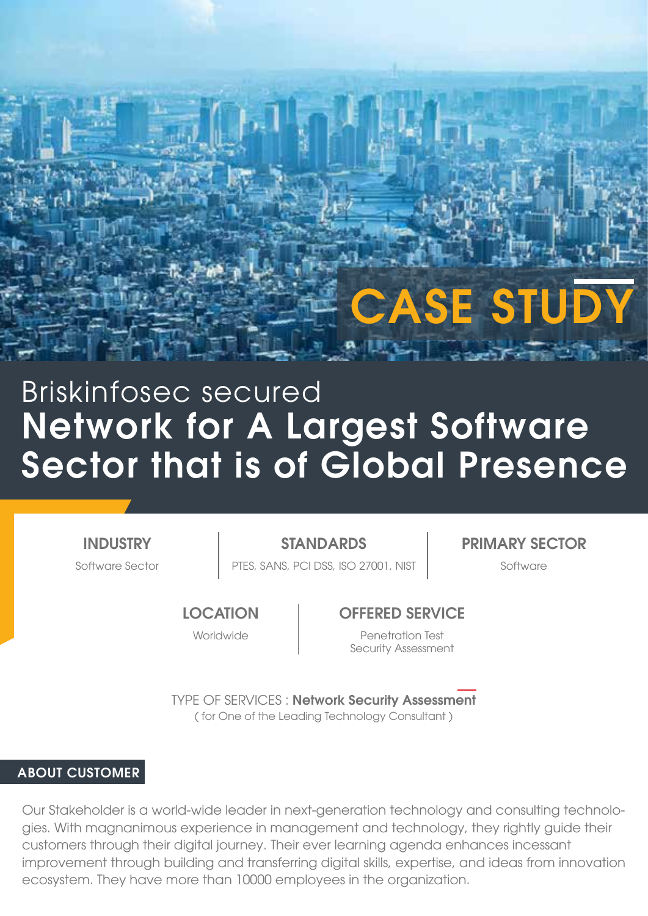# CASE STUDY

# Briskinfosec secured **Network for A Largest Software Sector that is of Global Presence**

**INDUSTRY**
Software Sector

**STANDARDS**
PTES, SANS, PCI DSS, ISO 27001, NIST

**PRIMARY SECTOR**
Software

**LOCATION**
Worldwide

**OFFERED SERVICE**
Penetration Test
Security Assessment

TYPE OF SERVICES : **Network Security Assessment**
( for One of the Leading Technology Consultant )

## ABOUT CUSTOMER

Our Stakeholder is a world-wide leader in next-generation technology and consulting technologies. With magnanimous experience in management and technology, they rightly guide their customers through their digital journey. Their ever learning agenda enhances incessant improvement through building and transferring digital skills, expertise, and ideas from innovation ecosystem. They have more than 10000 employees in the organization.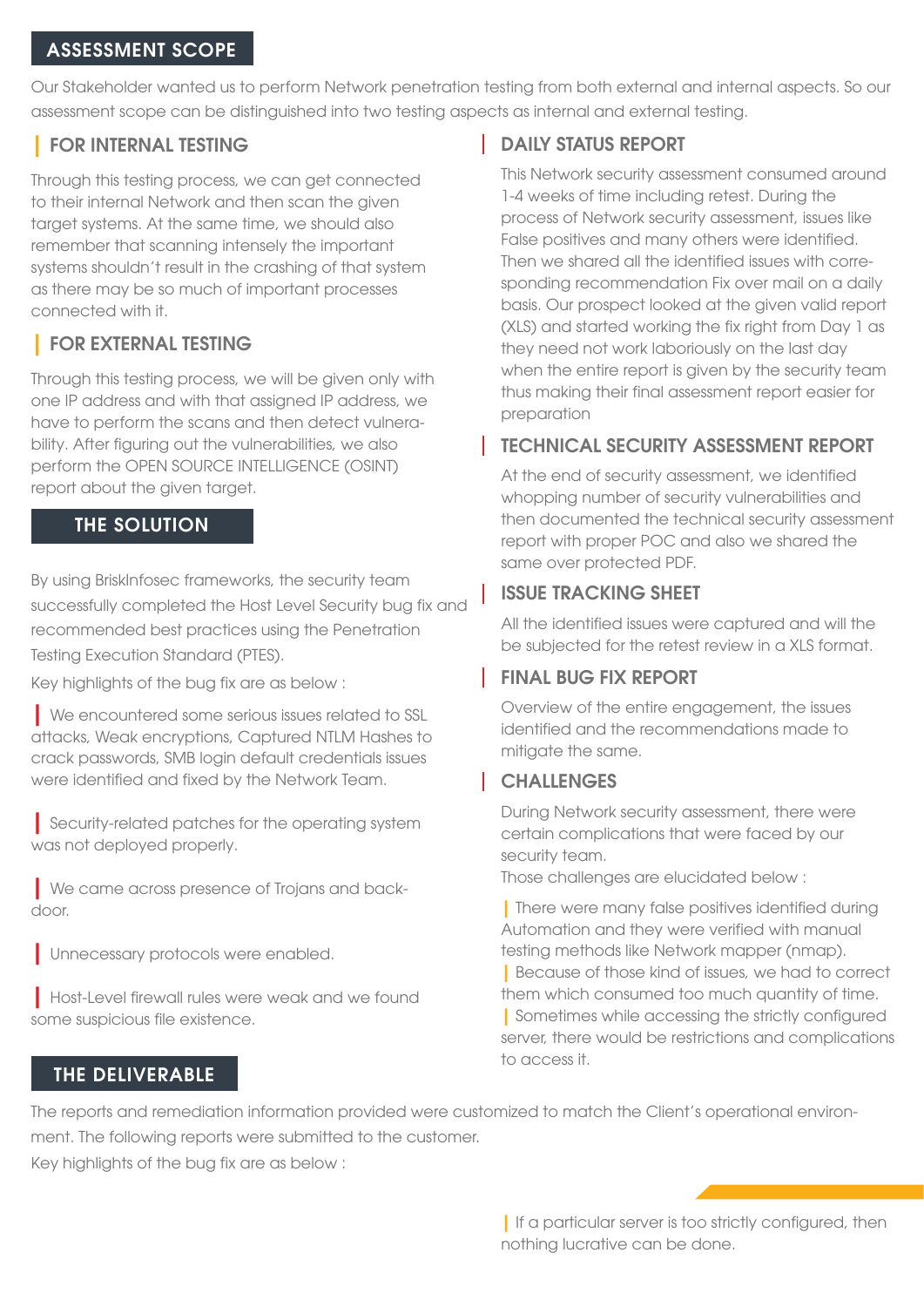## ASSESSMENT SCOPE

Our Stakeholder wanted us to perform Network penetration testing from both external and internal aspects. So our assessment scope can be distinguished into two testing aspects as internal and external testing.

### FOR INTERNAL TESTING

Through this testing process, we can get connected to their internal Network and then scan the given target systems. At the same time, we should also remember that scanning intensely the important systems shouldn't result in the crashing of that system as there may be so much of important processes connected with it.

### FOR EXTERNAL TESTING

Through this testing process, we will be given only with one IP address and with that assigned IP address, we have to perform the scans and then detect vulnerability. After figuring out the vulnerabilities, we also perform the OPEN SOURCE INTELLIGENCE (OSINT) report about the given target.

## THE SOLUTION

By using BriskInfosec frameworks, the security team successfully completed the Host Level Security bug fix and recommended best practices using the Penetration Testing Execution Standard (PTES).

Key highlights of the bug fix are as below :

- We encountered some serious issues related to SSL attacks, Weak encryptions, Captured NTLM Hashes to crack passwords, SMB login default credentials issues were identified and fixed by the Network Team.
- Security-related patches for the operating system was not deployed properly.
- We came across presence of Trojans and backdoor.
- Unnecessary protocols were enabled.
- Host-Level firewall rules were weak and we found some suspicious file existence.

## THE DELIVERABLE

The reports and remediation information provided were customized to match the Client's operational environment. The following reports were submitted to the customer.

Key highlights of the bug fix are as below :

### DAILY STATUS REPORT

This Network security assessment consumed around 1-4 weeks of time including retest. During the process of Network security assessment, issues like False positives and many others were identified. Then we shared all the identified issues with corresponding recommendation Fix over mail on a daily basis. Our prospect looked at the given valid report (XLS) and started working the fix right from Day 1 as they need not work laboriously on the last day when the entire report is given by the security team thus making their final assessment report easier for preparation

### TECHNICAL SECURITY ASSESSMENT REPORT

At the end of security assessment, we identified whopping number of security vulnerabilities and then documented the technical security assessment report with proper POC and also we shared the same over protected PDF.

### ISSUE TRACKING SHEET

All the identified issues were captured and will the be subjected for the retest review in a XLS format.

### FINAL BUG FIX REPORT

Overview of the entire engagement, the issues identified and the recommendations made to mitigate the same.

### CHALLENGES

During Network security assessment, there were certain complications that were faced by our security team.

Those challenges are elucidated below :

- There were many false positives identified during Automation and they were verified with manual testing methods like Network mapper (nmap).
- Because of those kind of issues, we had to correct them which consumed too much quantity of time.
- Sometimes while accessing the strictly configured server, there would be restrictions and complications to access it.
- If a particular server is too strictly configured, then nothing lucrative can be done.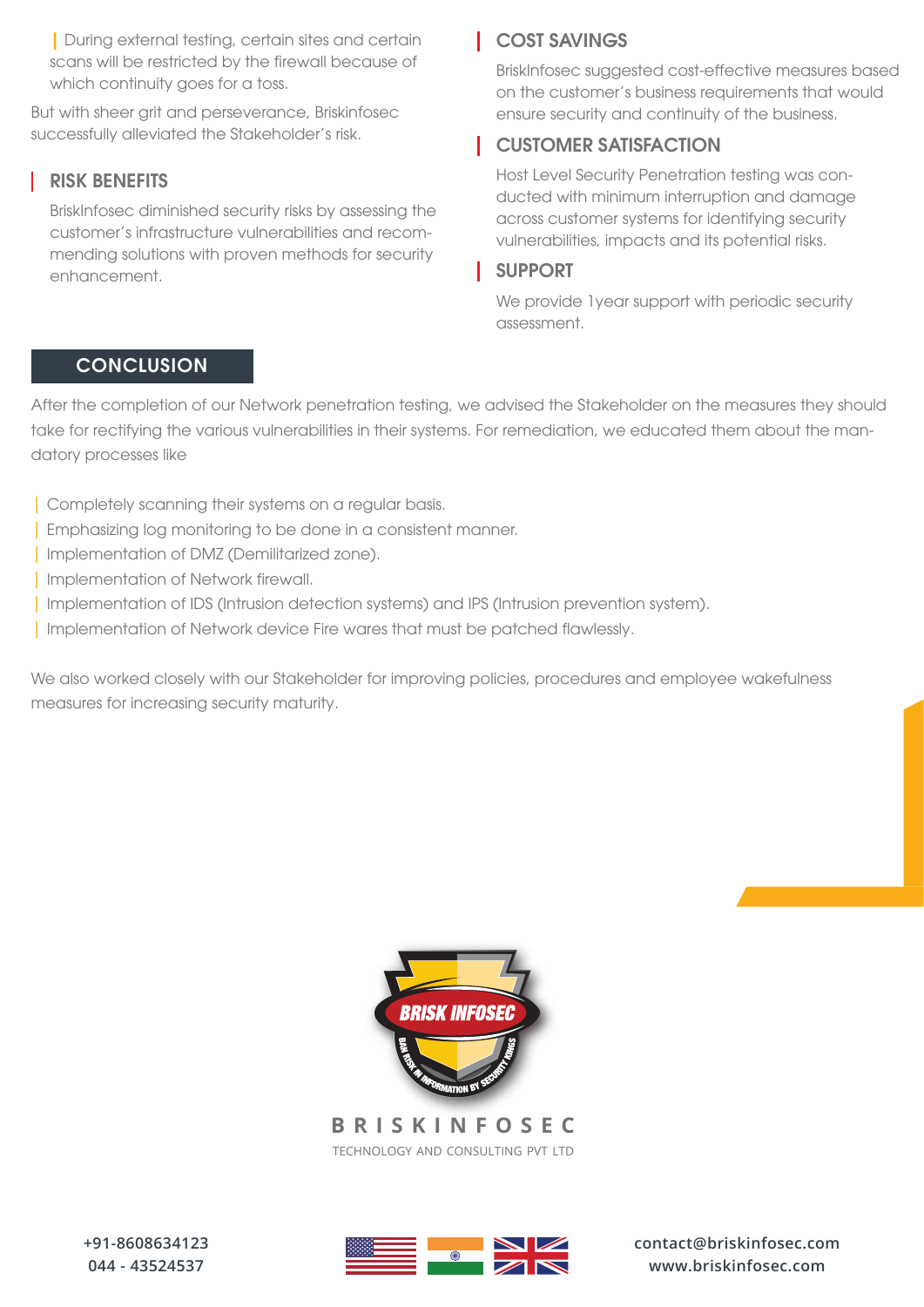During external testing, certain sites and certain scans will be restricted by the firewall because of which continuity goes for a toss.

But with sheer grit and perseverance, Briskinfosec successfully alleviated the Stakeholder's risk.

### RISK BENEFITS

BriskInfosec diminished security risks by assessing the customer's infrastructure vulnerabilities and recommending solutions with proven methods for security enhancement.

### COST SAVINGS

BriskInfosec suggested cost-effective measures based on the customer's business requirements that would ensure security and continuity of the business.

### CUSTOMER SATISFACTION

Host Level Security Penetration testing was conducted with minimum interruption and damage across customer systems for identifying security vulnerabilities, impacts and its potential risks.

### SUPPORT

We provide 1year support with periodic security assessment.

## CONCLUSION

After the completion of our Network penetration testing, we advised the Stakeholder on the measures they should take for rectifying the various vulnerabilities in their systems. For remediation, we educated them about the mandatory processes like

- Completely scanning their systems on a regular basis.
- Emphasizing log monitoring to be done in a consistent manner.
- Implementation of DMZ (Demilitarized zone).
- Implementation of Network firewall.
- Implementation of IDS (Intrusion detection systems) and IPS (Intrusion prevention system).
- Implementation of Network device Fire wares that must be patched flawlessly.

We also worked closely with our Stakeholder for improving policies, procedures and employee wakefulness measures for increasing security maturity.

BRISK INFOSEC

BAN RISK IN INFORMATION BY SECURITY KINGS

BRISKINFOSEC

TECHNOLOGY AND CONSULTING PVT LTD

+91-8608634123
044 - 43524537

contact@briskinfosec.com
www.briskinfosec.com